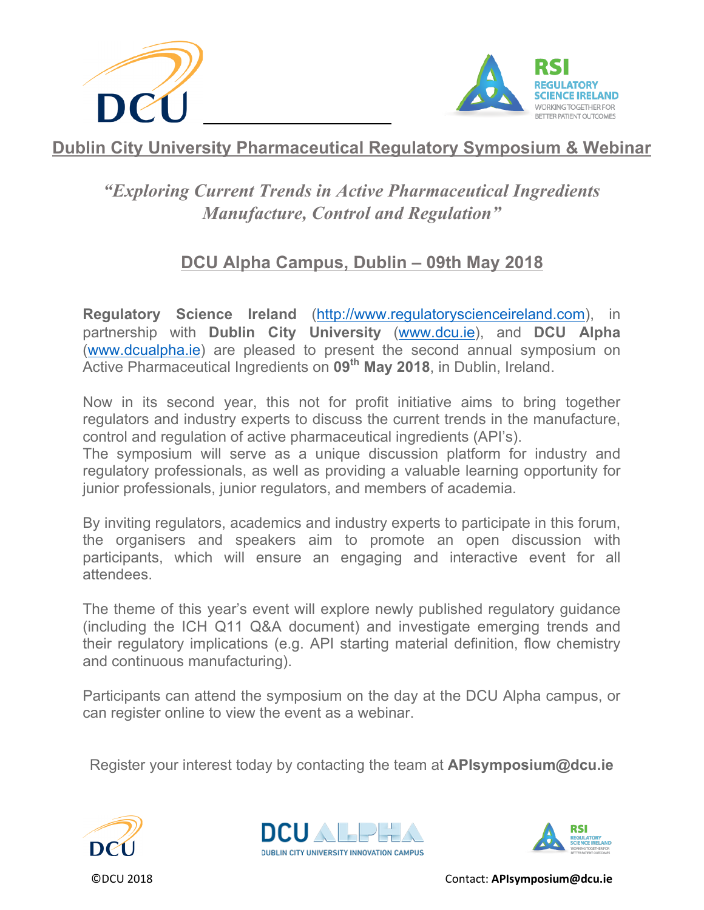# Dublin City University Pharmaceutical Regulatory Symposium & Webinar

## *“Exploring Current Trends in Active Pharmaceutical Ingredients Manufacture, Control and Regulation”*

## DCU Alpha Campus, Dublin – 09th May 2018

**Regulatory Science Ireland** (http://www.regulatoryscienceireland.com), in partnership with **Dublin City University** (www.dcu.ie), and **DCU Alpha** (www.dcualpha.ie) are pleased to present the second annual symposium on Active Pharmaceutical Ingredients on **09th May 2018**, in Dublin, Ireland.

Now in its second year, this not for profit initiative aims to bring together regulators and industry experts to discuss the current trends in the manufacture, control and regulation of active pharmaceutical ingredients (API’s).
The symposium will serve as a unique discussion platform for industry and regulatory professionals, as well as providing a valuable learning opportunity for junior professionals, junior regulators, and members of academia.

By inviting regulators, academics and industry experts to participate in this forum, the organisers and speakers aim to promote an open discussion with participants, which will ensure an engaging and interactive event for all attendees.

The theme of this year’s event will explore newly published regulatory guidance (including the ICH Q11 Q&A document) and investigate emerging trends and their regulatory implications (e.g. API starting material definition, flow chemistry and continuous manufacturing).

Participants can attend the symposium on the day at the DCU Alpha campus, or can register online to view the event as a webinar.

Register your interest today by contacting the team at **APIsymposium@dcu.ie**

©DCU 2018

Contact: **APIsymposium@dcu.ie**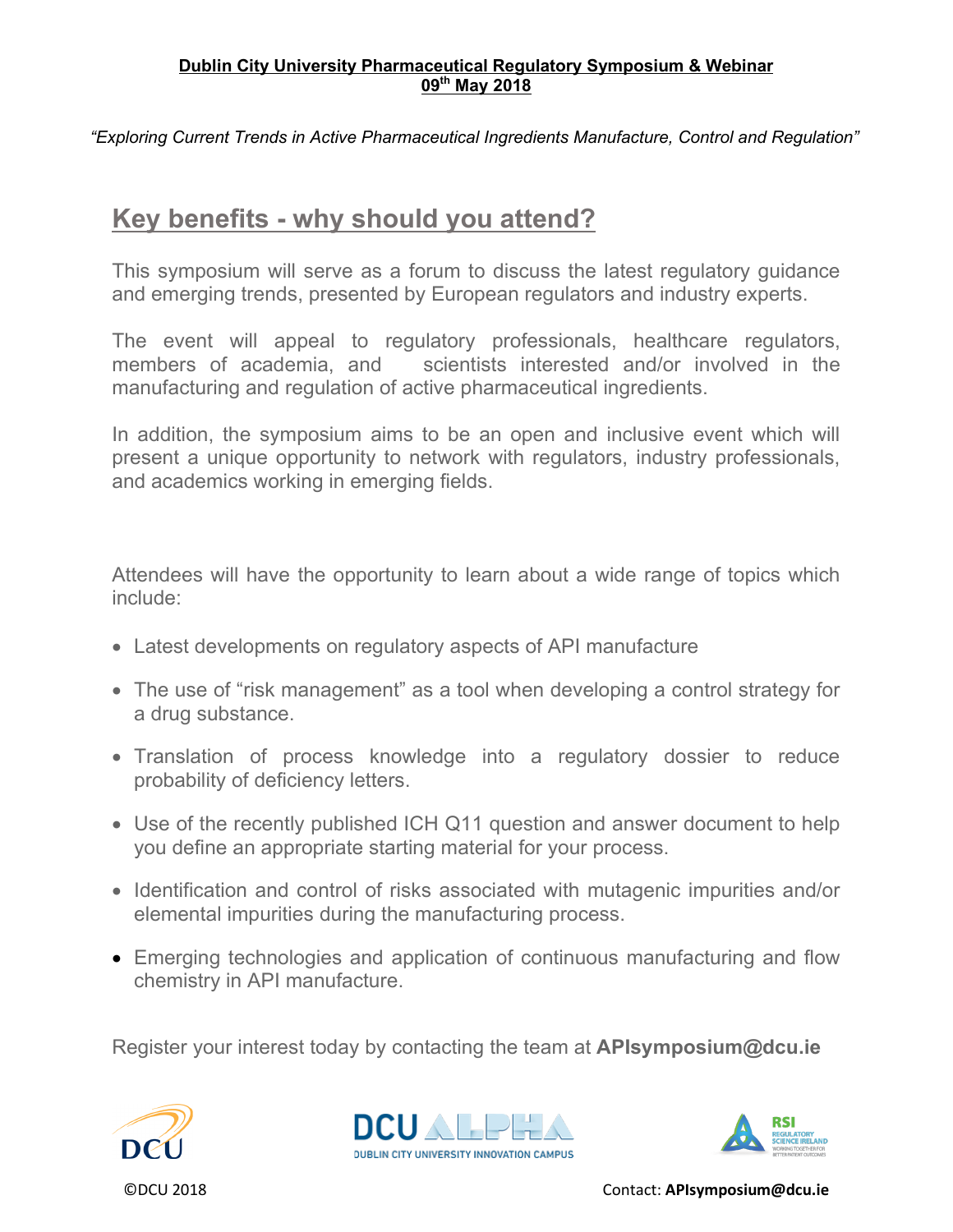**Dublin City University Pharmaceutical Regulatory Symposium & Webinar**
**09th May 2018**

*"Exploring Current Trends in Active Pharmaceutical Ingredients Manufacture, Control and Regulation"*

## Key benefits - why should you attend?

This symposium will serve as a forum to discuss the latest regulatory guidance and emerging trends, presented by European regulators and industry experts.

The event will appeal to regulatory professionals, healthcare regulators, members of academia, and scientists interested and/or involved in the manufacturing and regulation of active pharmaceutical ingredients.

In addition, the symposium aims to be an open and inclusive event which will present a unique opportunity to network with regulators, industry professionals, and academics working in emerging fields.

Attendees will have the opportunity to learn about a wide range of topics which include:

- Latest developments on regulatory aspects of API manufacture
- The use of "risk management" as a tool when developing a control strategy for a drug substance.
- Translation of process knowledge into a regulatory dossier to reduce probability of deficiency letters.
- Use of the recently published ICH Q11 question and answer document to help you define an appropriate starting material for your process.
- Identification and control of risks associated with mutagenic impurities and/or elemental impurities during the manufacturing process.
- Emerging technologies and application of continuous manufacturing and flow chemistry in API manufacture.

Register your interest today by contacting the team at **APIsymposium@dcu.ie**

DCU    DCU ALPHA DUBLIN CITY UNIVERSITY INNOVATION CAMPUS    RSI REGULATORY SCIENCE IRELAND WORKING TOGETHER FOR BETTER PATIENT OUTCOMES

©DCU 2018    Contact: **APIsymposium@dcu.ie**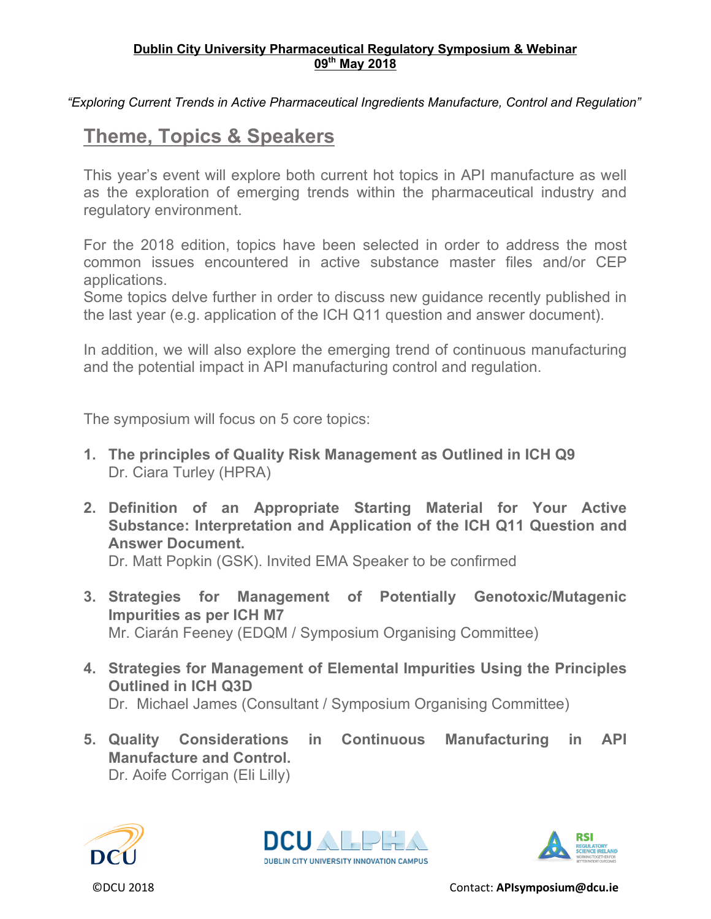**Dublin City University Pharmaceutical Regulatory Symposium & Webinar**
**09th May 2018**

*"Exploring Current Trends in Active Pharmaceutical Ingredients Manufacture, Control and Regulation"*

## Theme, Topics & Speakers

This year's event will explore both current hot topics in API manufacture as well as the exploration of emerging trends within the pharmaceutical industry and regulatory environment.

For the 2018 edition, topics have been selected in order to address the most common issues encountered in active substance master files and/or CEP applications.
Some topics delve further in order to discuss new guidance recently published in the last year (e.g. application of the ICH Q11 question and answer document).

In addition, we will also explore the emerging trend of continuous manufacturing and the potential impact in API manufacturing control and regulation.

The symposium will focus on 5 core topics:

1. **The principles of Quality Risk Management as Outlined in ICH Q9**
   Dr. Ciara Turley (HPRA)

2. **Definition of an Appropriate Starting Material for Your Active Substance: Interpretation and Application of the ICH Q11 Question and Answer Document.**
   Dr. Matt Popkin (GSK). Invited EMA Speaker to be confirmed

3. **Strategies for Management of Potentially Genotoxic/Mutagenic Impurities as per ICH M7**
   Mr. Ciarán Feeney (EDQM / Symposium Organising Committee)

4. **Strategies for Management of Elemental Impurities Using the Principles Outlined in ICH Q3D**
   Dr. Michael James (Consultant / Symposium Organising Committee)

5. **Quality Considerations in Continuous Manufacturing in API Manufacture and Control.**
   Dr. Aoife Corrigan (Eli Lilly)

DCU | DCU ALPHA — Dublin City University Innovation Campus | RSI Regulatory Science Ireland — Working Together for Better Patient Outcomes

©DCU 2018

Contact: **APIsymposium@dcu.ie**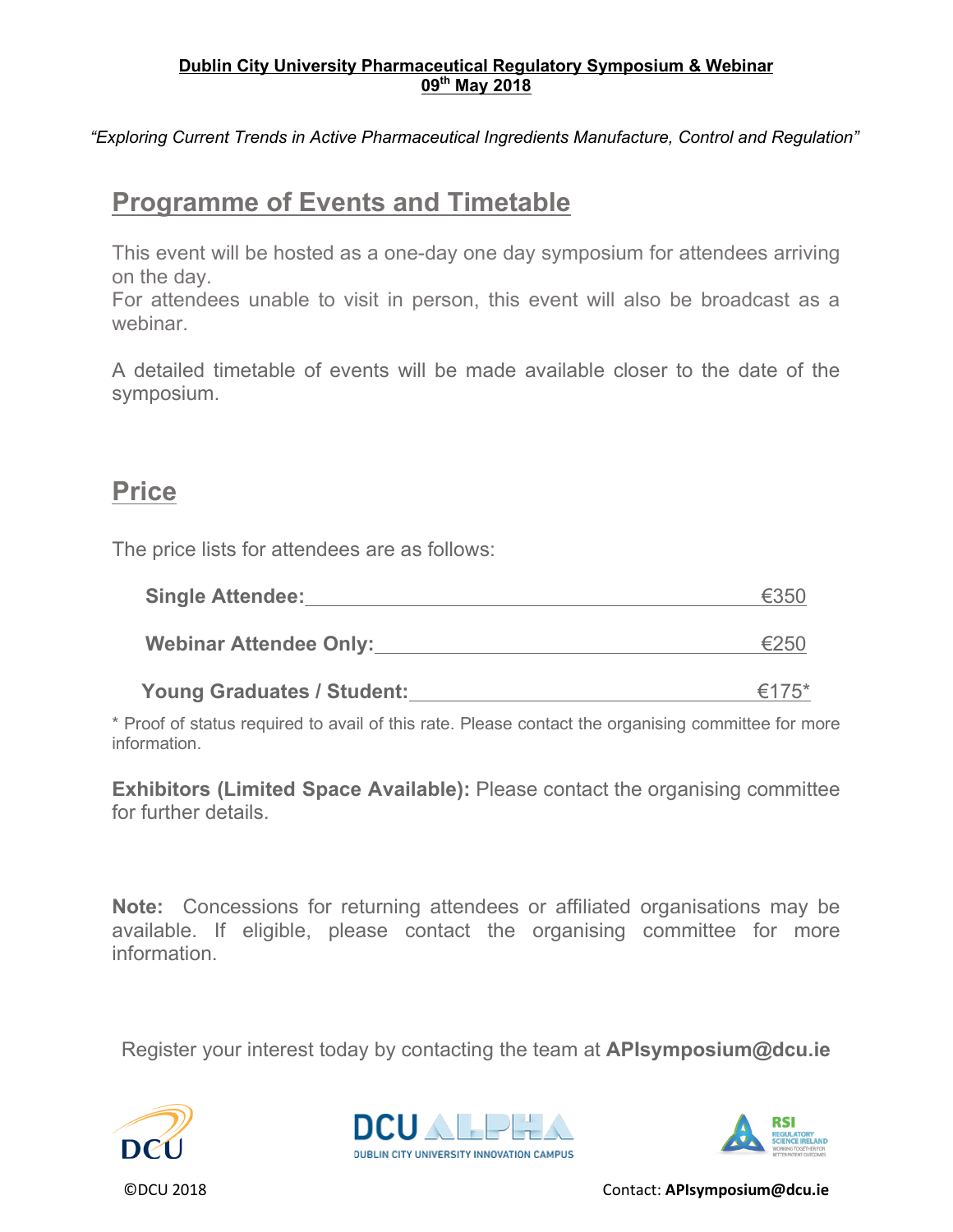**Dublin City University Pharmaceutical Regulatory Symposium & Webinar**
**09th May 2018**

*"Exploring Current Trends in Active Pharmaceutical Ingredients Manufacture, Control and Regulation"*

## Programme of Events and Timetable

This event will be hosted as a one-day one day symposium for attendees arriving on the day.
For attendees unable to visit in person, this event will also be broadcast as a webinar.

A detailed timetable of events will be made available closer to the date of the symposium.

## Price

The price lists for attendees are as follows:

| | |
|---|---|
| **Single Attendee:** | €350 |
| **Webinar Attendee Only:** | €250 |
| **Young Graduates / Student:** | €175* |

* Proof of status required to avail of this rate. Please contact the organising committee for more information.

**Exhibitors (Limited Space Available):** Please contact the organising committee for further details.

**Note:** Concessions for returning attendees or affiliated organisations may be available. If eligible, please contact the organising committee for more information.

Register your interest today by contacting the team at **APIsymposium@dcu.ie**

©DCU 2018

Contact: **APIsymposium@dcu.ie**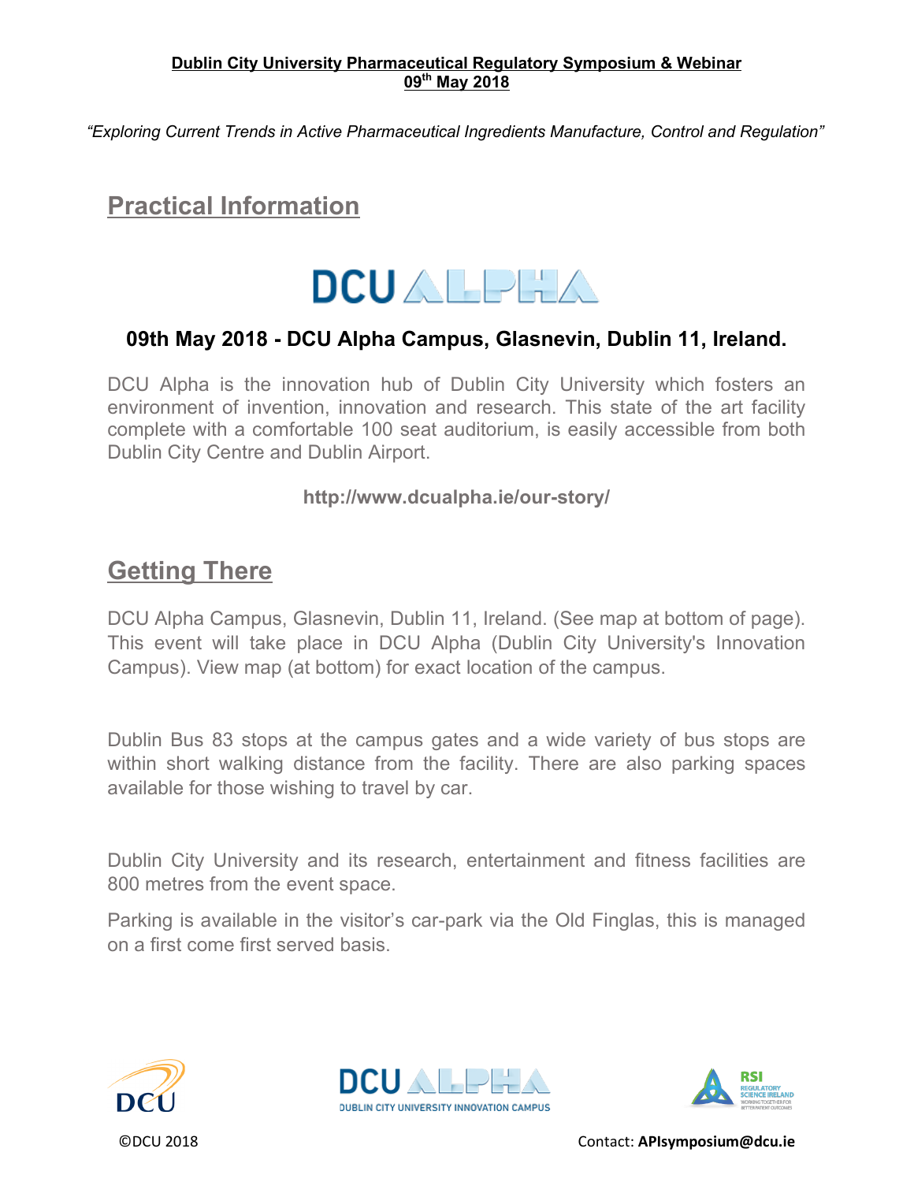**Dublin City University Pharmaceutical Regulatory Symposium & Webinar**
**09th May 2018**

*"Exploring Current Trends in Active Pharmaceutical Ingredients Manufacture, Control and Regulation"*

## Practical Information

DCU ALPHA

### 09th May 2018 - DCU Alpha Campus, Glasnevin, Dublin 11, Ireland.

DCU Alpha is the innovation hub of Dublin City University which fosters an environment of invention, innovation and research. This state of the art facility complete with a comfortable 100 seat auditorium, is easily accessible from both Dublin City Centre and Dublin Airport.

**http://www.dcualpha.ie/our-story/**

## Getting There

DCU Alpha Campus, Glasnevin, Dublin 11, Ireland. (See map at bottom of page). This event will take place in DCU Alpha (Dublin City University's Innovation Campus). View map (at bottom) for exact location of the campus.

Dublin Bus 83 stops at the campus gates and a wide variety of bus stops are within short walking distance from the facility. There are also parking spaces available for those wishing to travel by car.

Dublin City University and its research, entertainment and fitness facilities are 800 metres from the event space.

Parking is available in the visitor's car-park via the Old Finglas, this is managed on a first come first served basis.

DCU | DCU ALPHA DUBLIN CITY UNIVERSITY INNOVATION CAMPUS | RSI REGULATORY SCIENCE IRELAND

©DCU 2018 Contact: **APIsymposium@dcu.ie**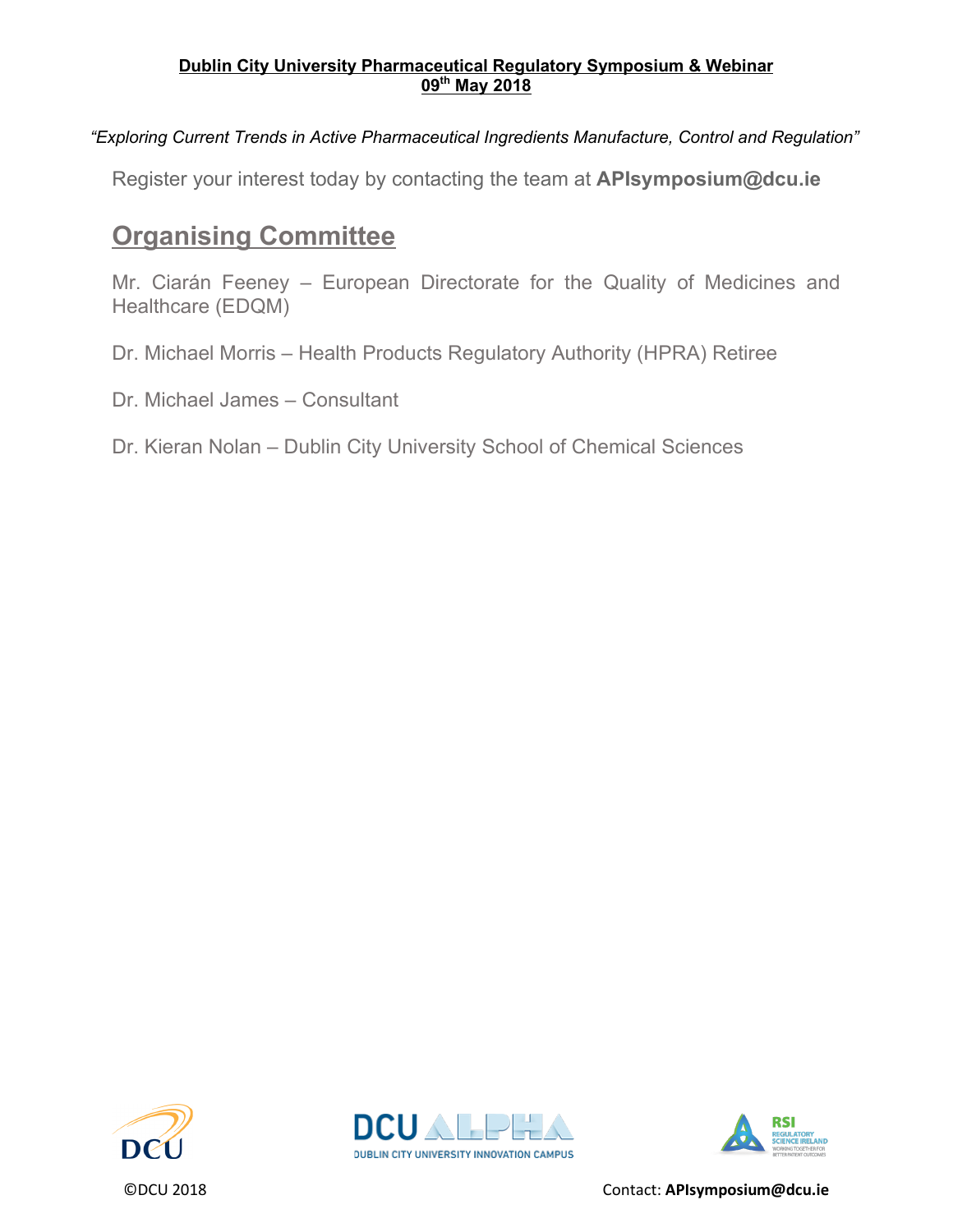**Dublin City University Pharmaceutical Regulatory Symposium & Webinar**
**09th May 2018**

*"Exploring Current Trends in Active Pharmaceutical Ingredients Manufacture, Control and Regulation"*

Register your interest today by contacting the team at **APIsymposium@dcu.ie**

## Organising Committee

Mr. Ciarán Feeney – European Directorate for the Quality of Medicines and Healthcare (EDQM)

Dr. Michael Morris – Health Products Regulatory Authority (HPRA) Retiree

Dr. Michael James – Consultant

Dr. Kieran Nolan – Dublin City University School of Chemical Sciences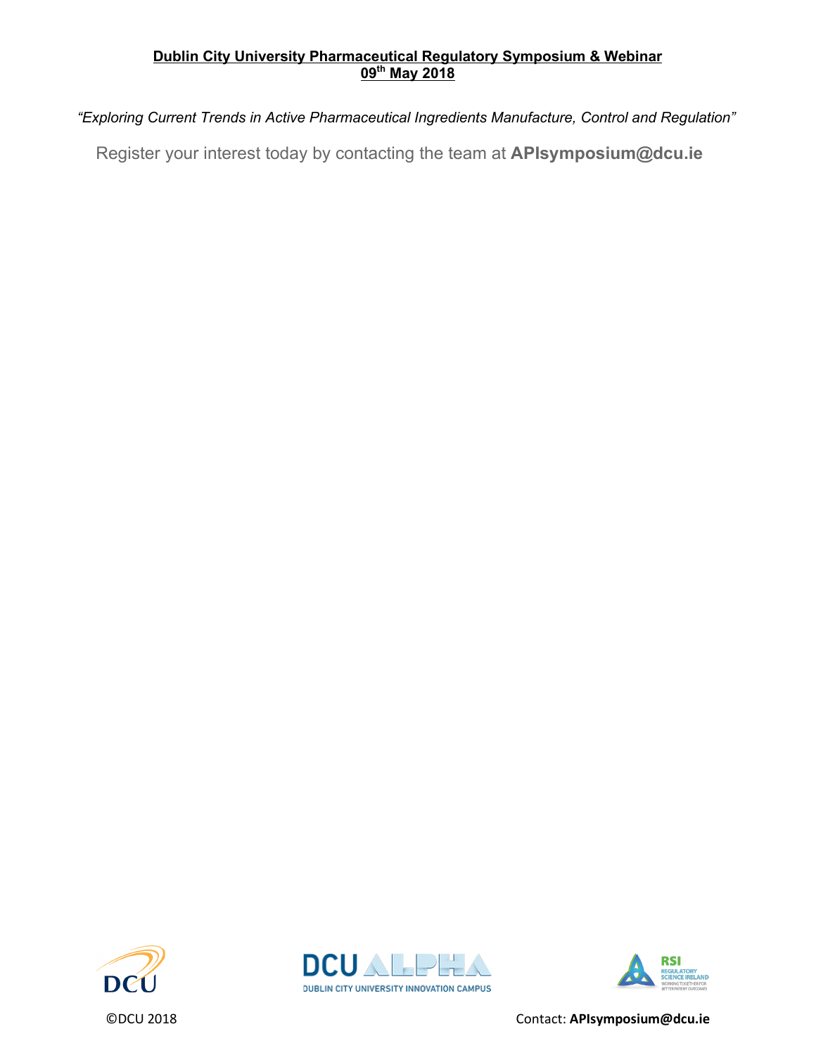**Dublin City University Pharmaceutical Regulatory Symposium & Webinar**
**09th May 2018**

*"Exploring Current Trends in Active Pharmaceutical Ingredients Manufacture, Control and Regulation"*

Register your interest today by contacting the team at **APIsymposium@dcu.ie**